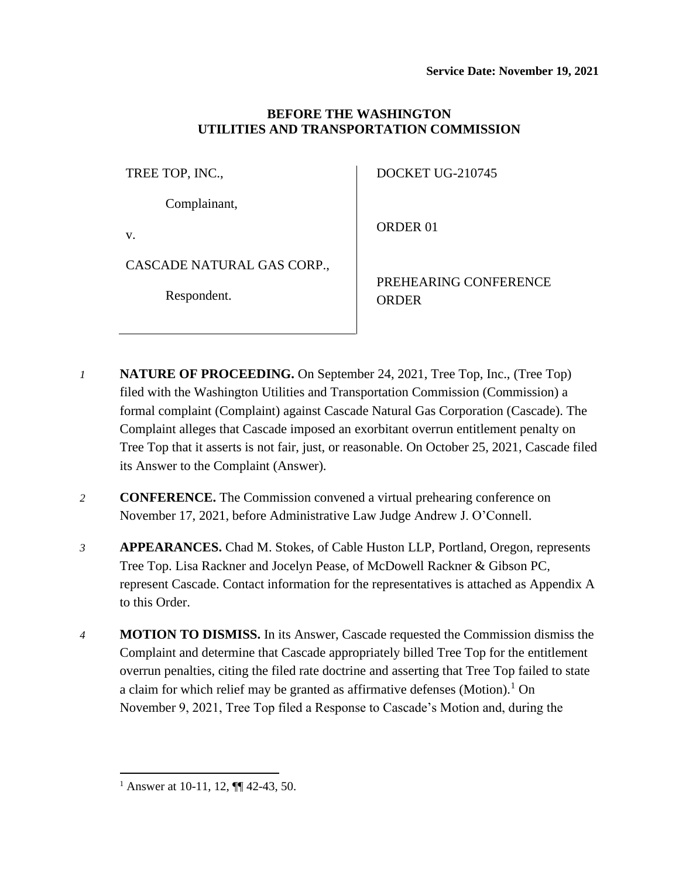**Service Date: November 19, 2021**

**BEFORE THE WASHINGTON UTILITIES AND TRANSPORTATION COMMISSION**

| | |
|---|---|
| TREE TOP, INC.,<br><br>Complainant,<br><br>v.<br><br>CASCADE NATURAL GAS CORP.,<br><br>Respondent. | DOCKET UG-210745<br><br>ORDER 01<br><br>PREHEARING CONFERENCE ORDER |

*1* **NATURE OF PROCEEDING.** On September 24, 2021, Tree Top, Inc., (Tree Top) filed with the Washington Utilities and Transportation Commission (Commission) a formal complaint (Complaint) against Cascade Natural Gas Corporation (Cascade). The Complaint alleges that Cascade imposed an exorbitant overrun entitlement penalty on Tree Top that it asserts is not fair, just, or reasonable. On October 25, 2021, Cascade filed its Answer to the Complaint (Answer).

*2* **CONFERENCE.** The Commission convened a virtual prehearing conference on November 17, 2021, before Administrative Law Judge Andrew J. O'Connell.

*3* **APPEARANCES.** Chad M. Stokes, of Cable Huston LLP, Portland, Oregon, represents Tree Top. Lisa Rackner and Jocelyn Pease, of McDowell Rackner & Gibson PC, represent Cascade. Contact information for the representatives is attached as Appendix A to this Order.

*4* **MOTION TO DISMISS.** In its Answer, Cascade requested the Commission dismiss the Complaint and determine that Cascade appropriately billed Tree Top for the entitlement overrun penalties, citing the filed rate doctrine and asserting that Tree Top failed to state a claim for which relief may be granted as affirmative defenses (Motion).[1] On November 9, 2021, Tree Top filed a Response to Cascade's Motion and, during the

[1] Answer at 10-11, 12, ¶¶ 42-43, 50.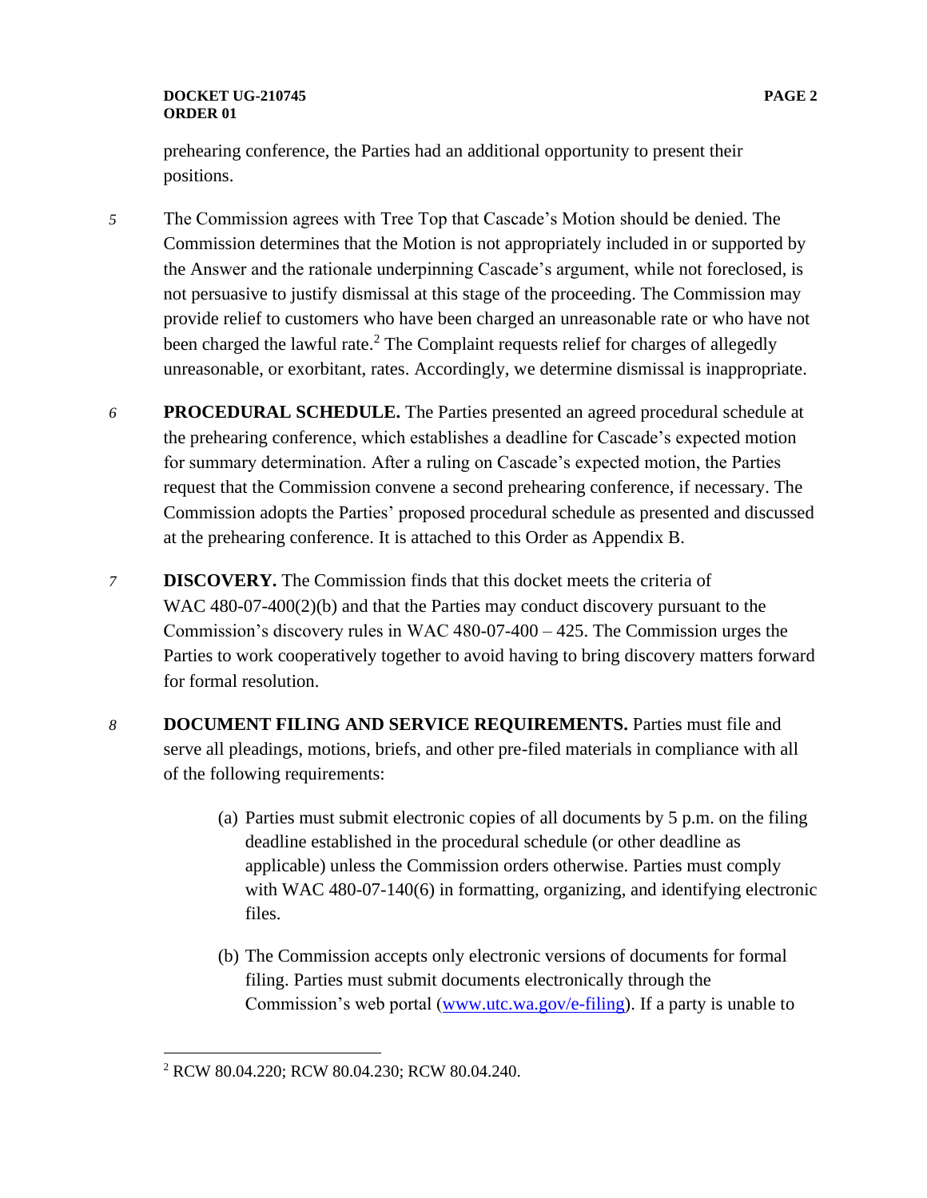prehearing conference, the Parties had an additional opportunity to present their positions.

5 The Commission agrees with Tree Top that Cascade's Motion should be denied. The Commission determines that the Motion is not appropriately included in or supported by the Answer and the rationale underpinning Cascade's argument, while not foreclosed, is not persuasive to justify dismissal at this stage of the proceeding. The Commission may provide relief to customers who have been charged an unreasonable rate or who have not been charged the lawful rate.[2] The Complaint requests relief for charges of allegedly unreasonable, or exorbitant, rates. Accordingly, we determine dismissal is inappropriate.

6 **PROCEDURAL SCHEDULE.** The Parties presented an agreed procedural schedule at the prehearing conference, which establishes a deadline for Cascade's expected motion for summary determination. After a ruling on Cascade's expected motion, the Parties request that the Commission convene a second prehearing conference, if necessary. The Commission adopts the Parties' proposed procedural schedule as presented and discussed at the prehearing conference. It is attached to this Order as Appendix B.

7 **DISCOVERY.** The Commission finds that this docket meets the criteria of WAC 480-07-400(2)(b) and that the Parties may conduct discovery pursuant to the Commission's discovery rules in WAC 480-07-400 – 425. The Commission urges the Parties to work cooperatively together to avoid having to bring discovery matters forward for formal resolution.

8 **DOCUMENT FILING AND SERVICE REQUIREMENTS.** Parties must file and serve all pleadings, motions, briefs, and other pre-filed materials in compliance with all of the following requirements:

(a) Parties must submit electronic copies of all documents by 5 p.m. on the filing deadline established in the procedural schedule (or other deadline as applicable) unless the Commission orders otherwise. Parties must comply with WAC 480-07-140(6) in formatting, organizing, and identifying electronic files.

(b) The Commission accepts only electronic versions of documents for formal filing. Parties must submit documents electronically through the Commission's web portal (www.utc.wa.gov/e-filing). If a party is unable to

[2] RCW 80.04.220; RCW 80.04.230; RCW 80.04.240.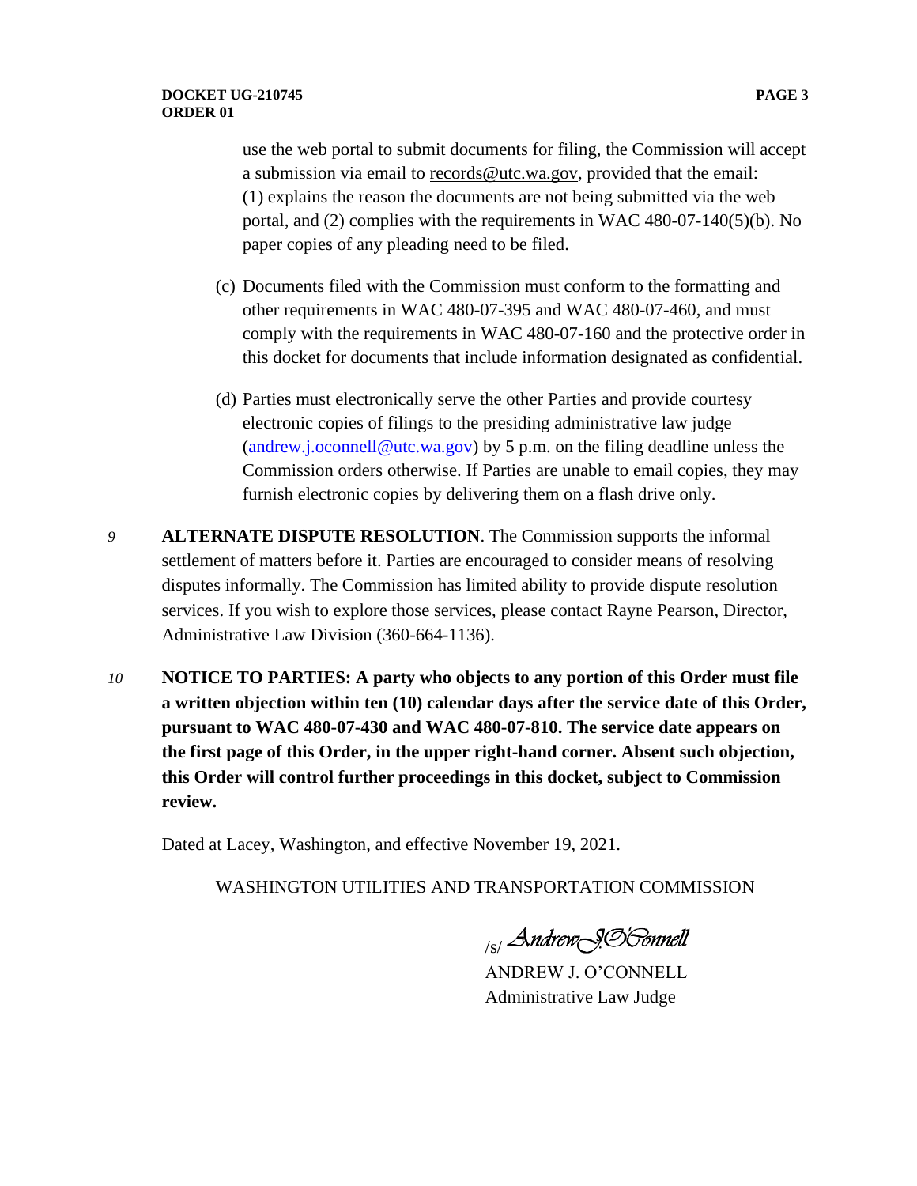use the web portal to submit documents for filing, the Commission will accept a submission via email to records@utc.wa.gov, provided that the email: (1) explains the reason the documents are not being submitted via the web portal, and (2) complies with the requirements in WAC 480-07-140(5)(b). No paper copies of any pleading need to be filed.

(c) Documents filed with the Commission must conform to the formatting and other requirements in WAC 480-07-395 and WAC 480-07-460, and must comply with the requirements in WAC 480-07-160 and the protective order in this docket for documents that include information designated as confidential.

(d) Parties must electronically serve the other Parties and provide courtesy electronic copies of filings to the presiding administrative law judge (andrew.j.oconnell@utc.wa.gov) by 5 p.m. on the filing deadline unless the Commission orders otherwise. If Parties are unable to email copies, they may furnish electronic copies by delivering them on a flash drive only.

*9* **ALTERNATE DISPUTE RESOLUTION**. The Commission supports the informal settlement of matters before it. Parties are encouraged to consider means of resolving disputes informally. The Commission has limited ability to provide dispute resolution services. If you wish to explore those services, please contact Rayne Pearson, Director, Administrative Law Division (360-664-1136).

*10* **NOTICE TO PARTIES: A party who objects to any portion of this Order must file a written objection within ten (10) calendar days after the service date of this Order, pursuant to WAC 480-07-430 and WAC 480-07-810. The service date appears on the first page of this Order, in the upper right-hand corner. Absent such objection, this Order will control further proceedings in this docket, subject to Commission review.**

Dated at Lacey, Washington, and effective November 19, 2021.

WASHINGTON UTILITIES AND TRANSPORTATION COMMISSION

/s/ *Andrew J. O'Connell*

ANDREW J. O'CONNELL
Administrative Law Judge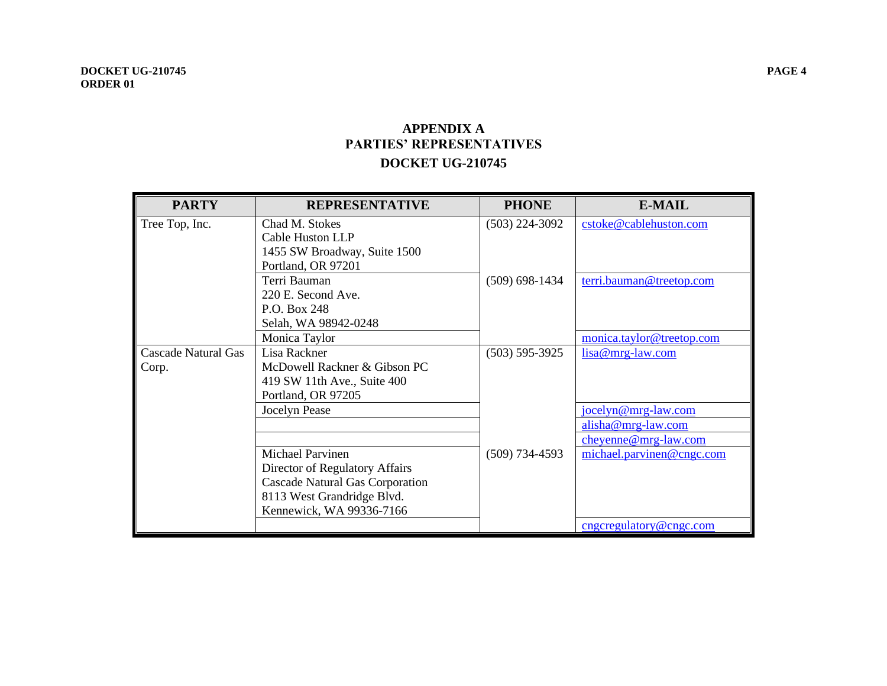## APPENDIX A
## PARTIES' REPRESENTATIVES
## DOCKET UG-210745

| PARTY | REPRESENTATIVE | PHONE | E-MAIL |
|---|---|---|---|
| Tree Top, Inc. | Chad M. Stokes<br>Cable Huston LLP<br>1455 SW Broadway, Suite 1500<br>Portland, OR 97201 | (503) 224-3092 | cstoke@cablehuston.com |
| | Terri Bauman<br>220 E. Second Ave.<br>P.O. Box 248<br>Selah, WA 98942-0248 | (509) 698-1434 | terri.bauman@treetop.com |
| | Monica Taylor | | monica.taylor@treetop.com |
| Cascade Natural Gas Corp. | Lisa Rackner<br>McDowell Rackner & Gibson PC<br>419 SW 11th Ave., Suite 400<br>Portland, OR 97205 | (503) 595-3925 | lisa@mrg-law.com |
| | Jocelyn Pease | | jocelyn@mrg-law.com |
| | | | alisha@mrg-law.com |
| | | | cheyenne@mrg-law.com |
| | Michael Parvinen<br>Director of Regulatory Affairs<br>Cascade Natural Gas Corporation<br>8113 West Grandridge Blvd.<br>Kennewick, WA 99336-7166 | (509) 734-4593 | michael.parvinen@cngc.com |
| | | | cngcregulatory@cngc.com |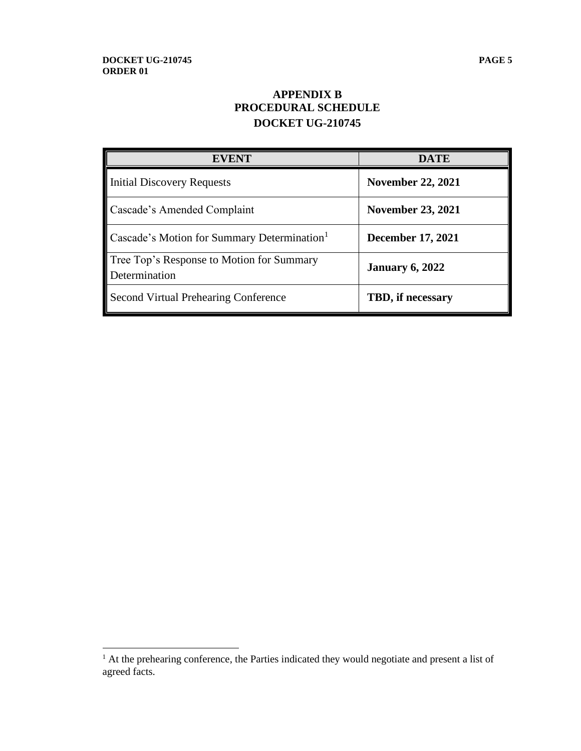## APPENDIX B
## PROCEDURAL SCHEDULE
## DOCKET UG-210745

| EVENT | DATE |
|---|---|
| Initial Discovery Requests | **November 22, 2021** |
| Cascade's Amended Complaint | **November 23, 2021** |
| Cascade's Motion for Summary Determination[1] | **December 17, 2021** |
| Tree Top's Response to Motion for Summary Determination | **January 6, 2022** |
| Second Virtual Prehearing Conference | **TBD, if necessary** |

[1] At the prehearing conference, the Parties indicated they would negotiate and present a list of agreed facts.